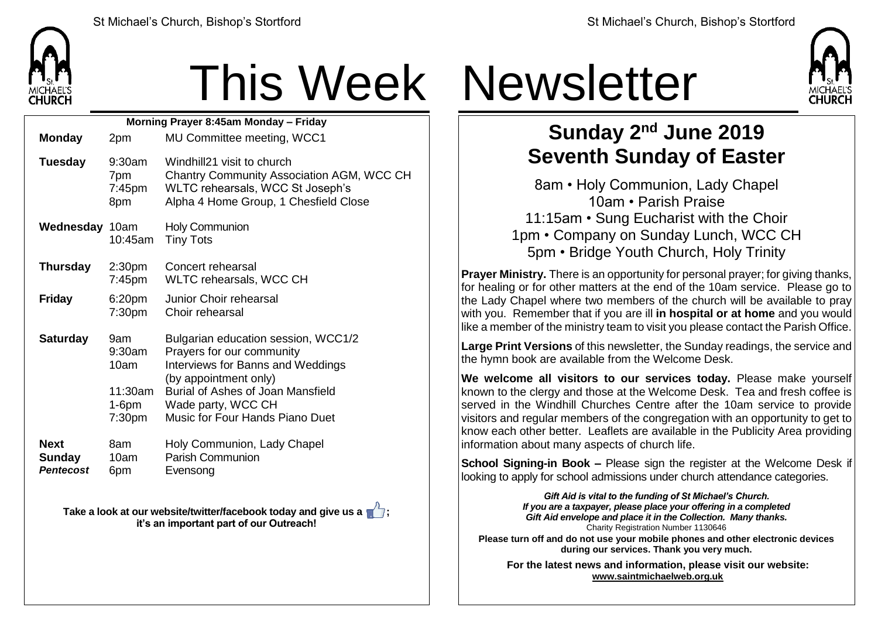# This Week Newsletter

**Morning Prayer 8:45am Monday – Friday**

| | | |
|---|---|---|
| **Monday** | 2pm | MU Committee meeting, WCC1 |
| **Tuesday** | 9:30am | Windhill21 visit to church |
| | 7pm | Chantry Community Association AGM, WCC CH |
| | 7:45pm | WLTC rehearsals, WCC St Joseph's |
| | 8pm | Alpha 4 Home Group, 1 Chesfield Close |
| **Wednesday** | 10am | Holy Communion |
| | 10:45am | Tiny Tots |
| **Thursday** | 2:30pm | Concert rehearsal |
| | 7:45pm | WLTC rehearsals, WCC CH |
| **Friday** | 6:20pm | Junior Choir rehearsal |
| | 7:30pm | Choir rehearsal |
| **Saturday** | 9am | Bulgarian education session, WCC1/2 |
| | 9:30am | Prayers for our community |
| | 10am | Interviews for Banns and Weddings (by appointment only) |
| | 11:30am | Burial of Ashes of Joan Mansfield |
| | 1-6pm | Wade party, WCC CH |
| | 7:30pm | Music for Four Hands Piano Duet |
| **Next Sunday** *Pentecost* | 8am | Holy Communion, Lady Chapel |
| | 10am | Parish Communion |
| | 6pm | Evensong |

**Take a look at our website/twitter/facebook today and give us a 👍; it's an important part of our Outreach!**

## Sunday 2nd June 2019
## Seventh Sunday of Easter

8am • Holy Communion, Lady Chapel
10am • Parish Praise
11:15am • Sung Eucharist with the Choir
1pm • Company on Sunday Lunch, WCC CH
5pm • Bridge Youth Church, Holy Trinity

**Prayer Ministry.** There is an opportunity for personal prayer; for giving thanks, for healing or for other matters at the end of the 10am service. Please go to the Lady Chapel where two members of the church will be available to pray with you. Remember that if you are ill **in hospital or at home** and you would like a member of the ministry team to visit you please contact the Parish Office.

**Large Print Versions** of this newsletter, the Sunday readings, the service and the hymn book are available from the Welcome Desk.

**We welcome all visitors to our services today.** Please make yourself known to the clergy and those at the Welcome Desk. Tea and fresh coffee is served in the Windhill Churches Centre after the 10am service to provide visitors and regular members of the congregation with an opportunity to get to know each other better. Leaflets are available in the Publicity Area providing information about many aspects of church life.

**School Signing-in Book –** Please sign the register at the Welcome Desk if looking to apply for school admissions under church attendance categories.

***Gift Aid is vital to the funding of St Michael's Church. If you are a taxpayer, please place your offering in a completed Gift Aid envelope and place it in the Collection. Many thanks.***
Charity Registration Number 1130646

**Please turn off and do not use your mobile phones and other electronic devices during our services. Thank you very much.**

**For the latest news and information, please visit our website: www.saintmichaelweb.org.uk**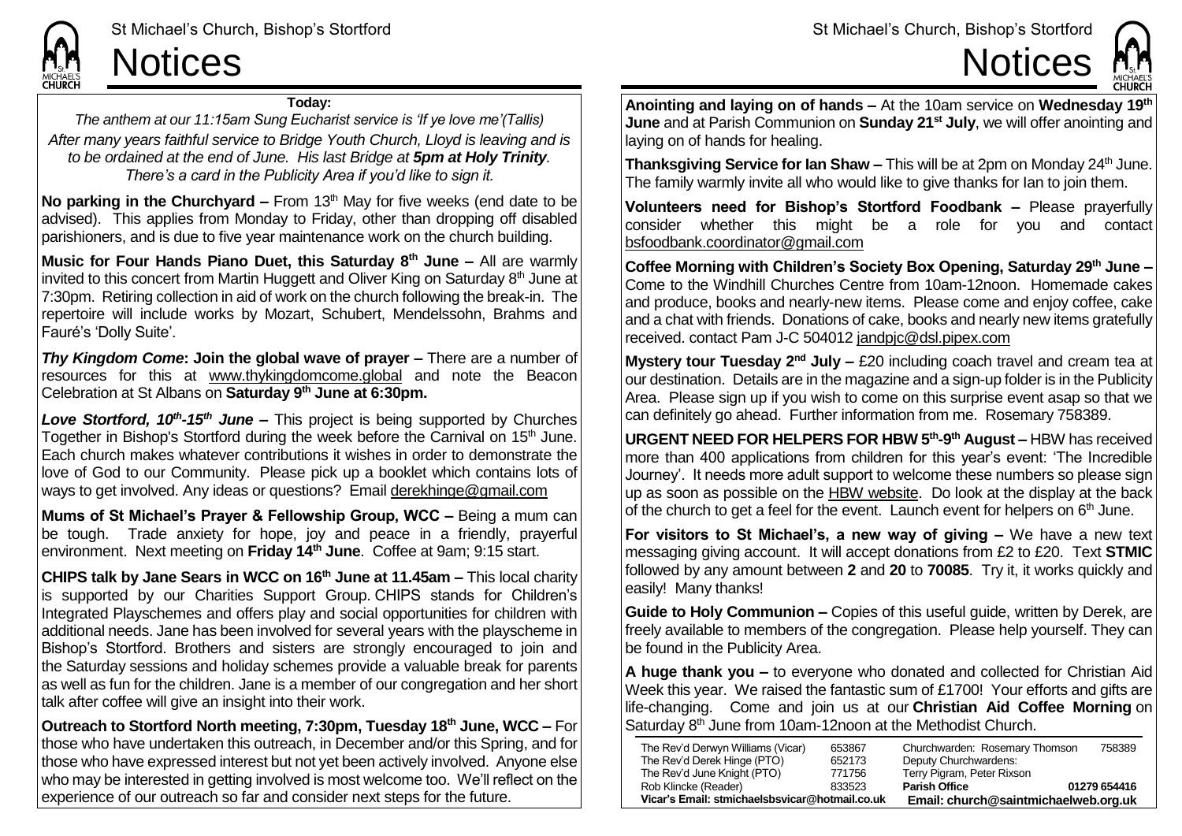# Notices

**Today:**

*The anthem at our 11:15am Sung Eucharist service is 'If ye love me'(Tallis)*

*After many years faithful service to Bridge Youth Church, Lloyd is leaving and is to be ordained at the end of June. His last Bridge at **5pm at Holy Trinity**. There's a card in the Publicity Area if you'd like to sign it.*

**No parking in the Churchyard –** From 13th May for five weeks (end date to be advised). This applies from Monday to Friday, other than dropping off disabled parishioners, and is due to five year maintenance work on the church building.

**Music for Four Hands Piano Duet, this Saturday 8th June –** All are warmly invited to this concert from Martin Huggett and Oliver King on Saturday 8th June at 7:30pm. Retiring collection in aid of work on the church following the break-in. The repertoire will include works by Mozart, Schubert, Mendelssohn, Brahms and Fauré's 'Dolly Suite'.

***Thy Kingdom Come*: Join the global wave of prayer –** There are a number of resources for this at www.thykingdomcome.global and note the Beacon Celebration at St Albans on **Saturday 9th June at 6:30pm.**

***Love Stortford, 10th-15th June* –** This project is being supported by Churches Together in Bishop's Stortford during the week before the Carnival on 15th June. Each church makes whatever contributions it wishes in order to demonstrate the love of God to our Community. Please pick up a booklet which contains lots of ways to get involved. Any ideas or questions? Email derekhinge@gmail.com

**Mums of St Michael's Prayer & Fellowship Group, WCC –** Being a mum can be tough. Trade anxiety for hope, joy and peace in a friendly, prayerful environment. Next meeting on **Friday 14th June**. Coffee at 9am; 9:15 start.

**CHIPS talk by Jane Sears in WCC on 16th June at 11.45am –** This local charity is supported by our Charities Support Group. CHIPS stands for Children's Integrated Playschemes and offers play and social opportunities for children with additional needs. Jane has been involved for several years with the playscheme in Bishop's Stortford. Brothers and sisters are strongly encouraged to join and the Saturday sessions and holiday schemes provide a valuable break for parents as well as fun for the children. Jane is a member of our congregation and her short talk after coffee will give an insight into their work.

**Outreach to Stortford North meeting, 7:30pm, Tuesday 18th June, WCC –** For those who have undertaken this outreach, in December and/or this Spring, and for those who have expressed interest but not yet been actively involved. Anyone else who may be interested in getting involved is most welcome too. We'll reflect on the experience of our outreach so far and consider next steps for the future.

**Anointing and laying on of hands –** At the 10am service on **Wednesday 19th June** and at Parish Communion on **Sunday 21st July**, we will offer anointing and laying on of hands for healing.

**Thanksgiving Service for Ian Shaw –** This will be at 2pm on Monday 24th June. The family warmly invite all who would like to give thanks for Ian to join them.

**Volunteers need for Bishop's Stortford Foodbank –** Please prayerfully consider whether this might be a role for you and contact bsfoodbank.coordinator@gmail.com

**Coffee Morning with Children's Society Box Opening, Saturday 29th June –** Come to the Windhill Churches Centre from 10am-12noon. Homemade cakes and produce, books and nearly-new items. Please come and enjoy coffee, cake and a chat with friends. Donations of cake, books and nearly new items gratefully received. contact Pam J-C 504012 jandpjc@dsl.pipex.com

**Mystery tour Tuesday 2nd July –** £20 including coach travel and cream tea at our destination. Details are in the magazine and a sign-up folder is in the Publicity Area. Please sign up if you wish to come on this surprise event asap so that we can definitely go ahead. Further information from me. Rosemary 758389.

**URGENT NEED FOR HELPERS FOR HBW 5th-9th August –** HBW has received more than 400 applications from children for this year's event: 'The Incredible Journey'. It needs more adult support to welcome these numbers so please sign up as soon as possible on the HBW website. Do look at the display at the back of the church to get a feel for the event. Launch event for helpers on 6th June.

**For visitors to St Michael's, a new way of giving –** We have a new text messaging giving account. It will accept donations from £2 to £20. Text **STMIC** followed by any amount between **2** and **20** to **70085**. Try it, it works quickly and easily! Many thanks!

**Guide to Holy Communion –** Copies of this useful guide, written by Derek, are freely available to members of the congregation. Please help yourself. They can be found in the Publicity Area.

**A huge thank you –** to everyone who donated and collected for Christian Aid Week this year. We raised the fantastic sum of £1700! Your efforts and gifts are life-changing. Come and join us at our **Christian Aid Coffee Morning** on Saturday 8th June from 10am-12noon at the Methodist Church.

| | | | |
|---|---|---|---|
| The Rev'd Derwyn Williams (Vicar) | 653867 | Churchwarden: Rosemary Thomson | 758389 |
| The Rev'd Derek Hinge (PTO) | 652173 | Deputy Churchwardens: | |
| The Rev'd June Knight (PTO) | 771756 | Terry Pigram, Peter Rixson | |
| Rob Klincke (Reader) | 833523 | **Parish Office** | **01279 654416** |
| **Vicar's Email: stmichaelsbsvicar@hotmail.co.uk** | | **Email: church@saintmichaelweb.org.uk** | |